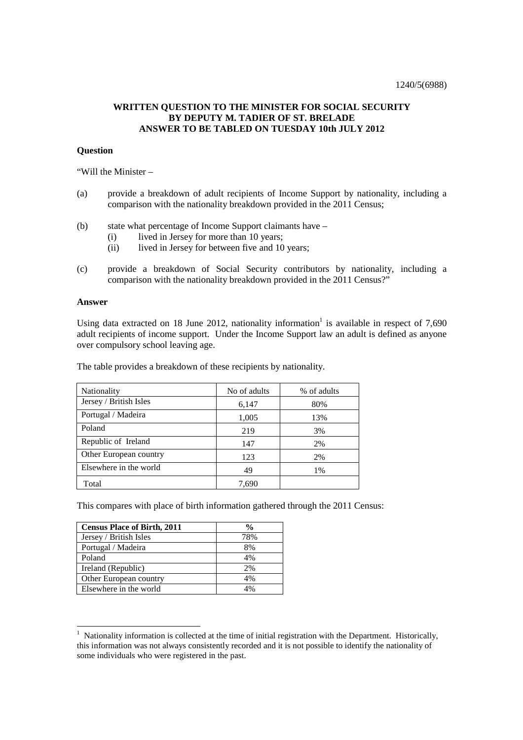1240/5(6988)

**WRITTEN QUESTION TO THE MINISTER FOR SOCIAL SECURITY BY DEPUTY M. TADIER OF ST. BRELADE ANSWER TO BE TABLED ON TUESDAY 10th JULY 2012**

**Question**

"Will the Minister –

(a) provide a breakdown of adult recipients of Income Support by nationality, including a comparison with the nationality breakdown provided in the 2011 Census;

(b) state what percentage of Income Support claimants have –
   (i) lived in Jersey for more than 10 years;
   (ii) lived in Jersey for between five and 10 years;

(c) provide a breakdown of Social Security contributors by nationality, including a comparison with the nationality breakdown provided in the 2011 Census?"

**Answer**

Using data extracted on 18 June 2012, nationality information[1] is available in respect of 7,690 adult recipients of income support. Under the Income Support law an adult is defined as anyone over compulsory school leaving age.

The table provides a breakdown of these recipients by nationality.

| Nationality | No of adults | % of adults |
|---|---|---|
| Jersey / British Isles | 6,147 | 80% |
| Portugal / Madeira | 1,005 | 13% |
| Poland | 219 | 3% |
| Republic of Ireland | 147 | 2% |
| Other European country | 123 | 2% |
| Elsewhere in the world | 49 | 1% |
| Total | 7,690 | |

This compares with place of birth information gathered through the 2011 Census:

| **Census Place of Birth, 2011** | **%** |
|---|---|
| Jersey / British Isles | 78% |
| Portugal / Madeira | 8% |
| Poland | 4% |
| Ireland (Republic) | 2% |
| Other European country | 4% |
| Elsewhere in the world | 4% |

[1] Nationality information is collected at the time of initial registration with the Department. Historically, this information was not always consistently recorded and it is not possible to identify the nationality of some individuals who were registered in the past.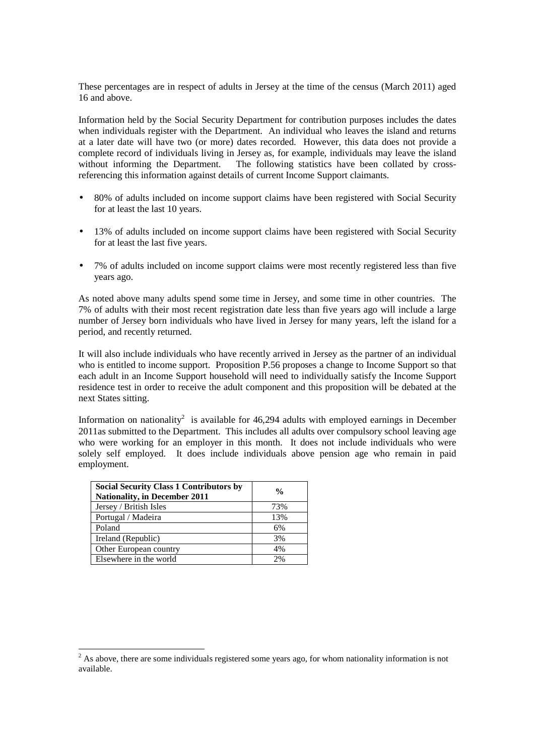These percentages are in respect of adults in Jersey at the time of the census (March 2011) aged 16 and above.

Information held by the Social Security Department for contribution purposes includes the dates when individuals register with the Department. An individual who leaves the island and returns at a later date will have two (or more) dates recorded. However, this data does not provide a complete record of individuals living in Jersey as, for example, individuals may leave the island without informing the Department. The following statistics have been collated by cross-referencing this information against details of current Income Support claimants.

- 80% of adults included on income support claims have been registered with Social Security for at least the last 10 years.
- 13% of adults included on income support claims have been registered with Social Security for at least the last five years.
- 7% of adults included on income support claims were most recently registered less than five years ago.

As noted above many adults spend some time in Jersey, and some time in other countries. The 7% of adults with their most recent registration date less than five years ago will include a large number of Jersey born individuals who have lived in Jersey for many years, left the island for a period, and recently returned.

It will also include individuals who have recently arrived in Jersey as the partner of an individual who is entitled to income support. Proposition P.56 proposes a change to Income Support so that each adult in an Income Support household will need to individually satisfy the Income Support residence test in order to receive the adult component and this proposition will be debated at the next States sitting.

Information on nationality[2] is available for 46,294 adults with employed earnings in December 2011as submitted to the Department. This includes all adults over compulsory school leaving age who were working for an employer in this month. It does not include individuals who were solely self employed. It does include individuals above pension age who remain in paid employment.

| **Social Security Class 1 Contributors by Nationality, in December 2011** | **%** |
|---|---|
| Jersey / British Isles | 73% |
| Portugal / Madeira | 13% |
| Poland | 6% |
| Ireland (Republic) | 3% |
| Other European country | 4% |
| Elsewhere in the world | 2% |

[2] As above, there are some individuals registered some years ago, for whom nationality information is not available.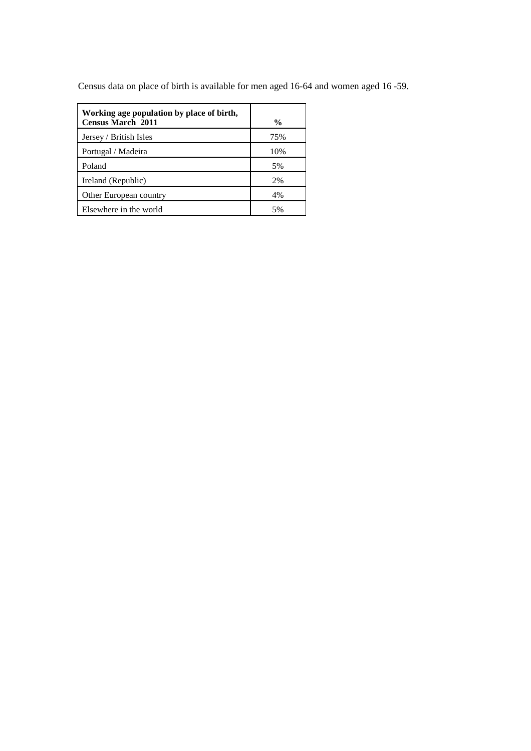Census data on place of birth is available for men aged 16-64 and women aged 16 -59.

| **Working age population by place of birth, Census March 2011** | **%** |
|---|---|
| Jersey / British Isles | 75% |
| Portugal / Madeira | 10% |
| Poland | 5% |
| Ireland (Republic) | 2% |
| Other European country | 4% |
| Elsewhere in the world | 5% |